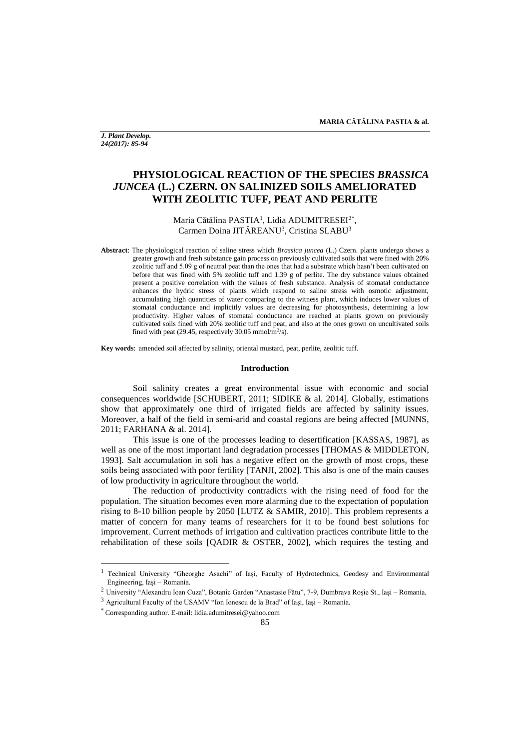# PHYSIOLOGICAL REACTION OF THE SPECIES *BRASSICA JUNCEA* (L.) CZERN. ON SALINIZED SOILS AMELIORATED WITH ZEOLITIC TUFF, PEAT AND PERLITE

Maria Cătălina PASTIA[1], Lidia ADUMITRESEI[2*], Carmen Doina JITĂREANU[3], Cristina SLABU[3]

**Abstract**: The physiological reaction of saline stress which *Brassica juncea* (L.) Czern. plants undergo shows a greater growth and fresh substance gain process on previously cultivated soils that were fined with 20% zeolitic tuff and 5.09 g of neutral peat than the ones that had a substrate which hasn't been cultivated on before that was fined with 5% zeolitic tuff and 1.39 g of perlite. The dry substance values obtained present a positive correlation with the values of fresh substance. Analysis of stomatal conductance enhances the hydric stress of plants which respond to saline stress with osmotic adjustment, accumulating high quantities of water comparing to the witness plant, which induces lower values of stomatal conductance and implicitly values are decreasing for photosynthesis, determining a low productivity. Higher values of stomatal conductance are reached at plants grown on previously cultivated soils fined with 20% zeolitic tuff and peat, and also at the ones grown on uncultivated soils fined with peat (29.45, respectively 30.05 mmol/m$^2$/s).

**Key words**: amended soil affected by salinity, oriental mustard, peat, perlite, zeolitic tuff.

## Introduction

Soil salinity creates a great environmental issue with economic and social consequences worldwide [SCHUBERT, 2011; SIDIKE & al. 2014]. Globally, estimations show that approximately one third of irrigated fields are affected by salinity issues. Moreover, a half of the field in semi-arid and coastal regions are being affected [MUNNS, 2011; FARHANA & al. 2014].

This issue is one of the processes leading to desertification [KASSAS, 1987], as well as one of the most important land degradation processes [THOMAS & MIDDLETON, 1993]. Salt accumulation in soli has a negative effect on the growth of most crops, these soils being associated with poor fertility [TANJI, 2002]. This also is one of the main causes of low productivity in agriculture throughout the world.

The reduction of productivity contradicts with the rising need of food for the population. The situation becomes even more alarming due to the expectation of population rising to 8-10 billion people by 2050 [LUTZ & SAMIR, 2010]. This problem represents a matter of concern for many teams of researchers for it to be found best solutions for improvement. Current methods of irrigation and cultivation practices contribute little to the rehabilitation of these soils [QADIR & OSTER, 2002], which requires the testing and

---

[1] Technical University "Gheorghe Asachi" of Iaşi, Faculty of Hydrotechnics, Geodesy and Environmental Engineering, Iaşi – Romania.

[2] University "Alexandru Ioan Cuza", Botanic Garden "Anastasie Fătu", 7-9, Dumbrava Roşie St., Iaşi – Romania.

[3] Agricultural Faculty of the USAMV "Ion Ionescu de la Brad" of Iaşi, Iaşi – Romania.

[*] Corresponding author. E-mail: lidia.adumitresei@yahoo.com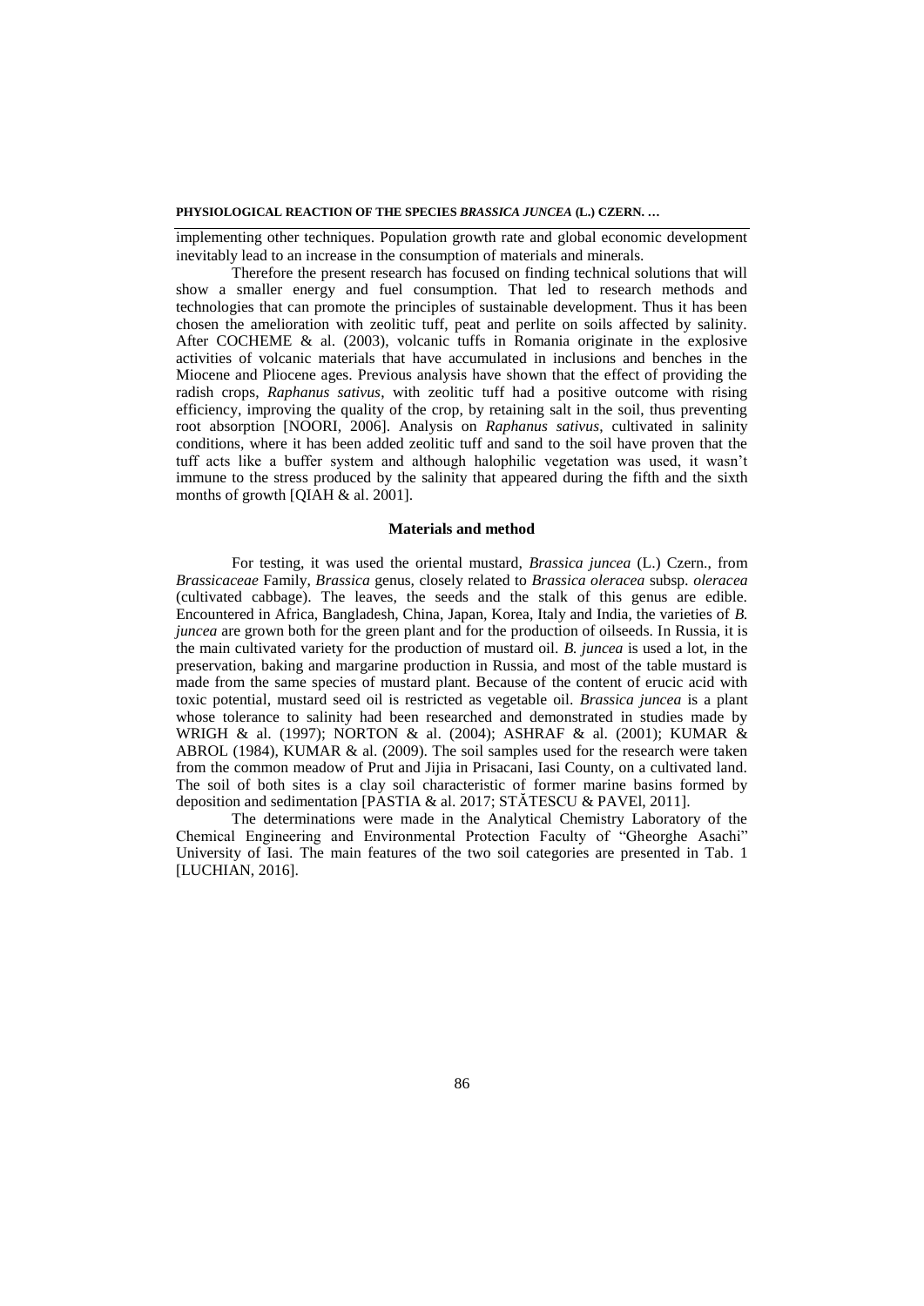implementing other techniques. Population growth rate and global economic development inevitably lead to an increase in the consumption of materials and minerals.

Therefore the present research has focused on finding technical solutions that will show a smaller energy and fuel consumption. That led to research methods and technologies that can promote the principles of sustainable development. Thus it has been chosen the amelioration with zeolitic tuff, peat and perlite on soils affected by salinity. After COCHEME & al. (2003), volcanic tuffs in Romania originate in the explosive activities of volcanic materials that have accumulated in inclusions and benches in the Miocene and Pliocene ages. Previous analysis have shown that the effect of providing the radish crops, *Raphanus sativus*, with zeolitic tuff had a positive outcome with rising efficiency, improving the quality of the crop, by retaining salt in the soil, thus preventing root absorption [NOORI, 2006]. Analysis on *Raphanus sativus*, cultivated in salinity conditions, where it has been added zeolitic tuff and sand to the soil have proven that the tuff acts like a buffer system and although halophilic vegetation was used, it wasn't immune to the stress produced by the salinity that appeared during the fifth and the sixth months of growth [QIAH & al. 2001].

## Materials and method

For testing, it was used the oriental mustard, *Brassica juncea* (L.) Czern., from *Brassicaceae* Family, *Brassica* genus, closely related to *Brassica oleracea* subsp. *oleracea* (cultivated cabbage). The leaves, the seeds and the stalk of this genus are edible. Encountered in Africa, Bangladesh, China, Japan, Korea, Italy and India, the varieties of *B. juncea* are grown both for the green plant and for the production of oilseeds. In Russia, it is the main cultivated variety for the production of mustard oil. *B. juncea* is used a lot, in the preservation, baking and margarine production in Russia, and most of the table mustard is made from the same species of mustard plant. Because of the content of erucic acid with toxic potential, mustard seed oil is restricted as vegetable oil. *Brassica juncea* is a plant whose tolerance to salinity had been researched and demonstrated in studies made by WRIGH & al. (1997); NORTON & al. (2004); ASHRAF & al. (2001); KUMAR & ABROL (1984), KUMAR & al. (2009). The soil samples used for the research were taken from the common meadow of Prut and Jijia in Prisacani, Iasi County, on a cultivated land. The soil of both sites is a clay soil characteristic of former marine basins formed by deposition and sedimentation [PASTIA & al. 2017; STĂTESCU & PAVEl, 2011].

The determinations were made in the Analytical Chemistry Laboratory of the Chemical Engineering and Environmental Protection Faculty of "Gheorghe Asachi" University of Iasi. The main features of the two soil categories are presented in Tab. 1 [LUCHIAN, 2016].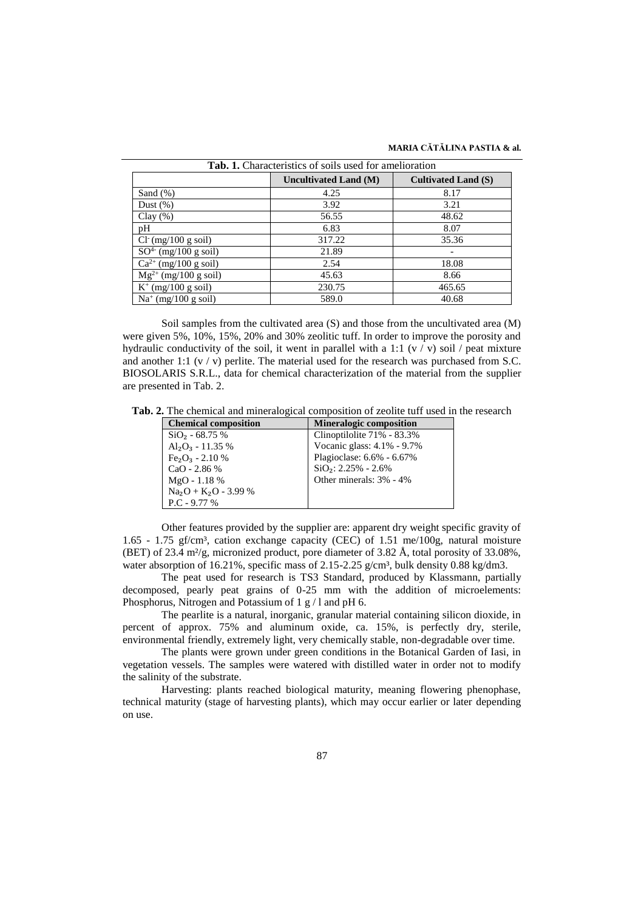**Tab. 1.** Characteristics of soils used for amelioration

| | Uncultivated Land (M) | Cultivated Land (S) |
|---|---|---|
| Sand (%) | 4.25 | 8.17 |
| Dust (%) | 3.92 | 3.21 |
| Clay (%) | 56.55 | 48.62 |
| pH | 6.83 | 8.07 |
| $Cl^-$ (mg/100 g soil) | 317.22 | 35.36 |
| $SO^{4-}$ (mg/100 g soil) | 21.89 | - |
| $Ca^{2+}$ (mg/100 g soil) | 2.54 | 18.08 |
| $Mg^{2+}$ (mg/100 g soil) | 45.63 | 8.66 |
| $K^+$ (mg/100 g soil) | 230.75 | 465.65 |
| $Na^+$ (mg/100 g soil) | 589.0 | 40.68 |

Soil samples from the cultivated area (S) and those from the uncultivated area (M) were given 5%, 10%, 15%, 20% and 30% zeolitic tuff. In order to improve the porosity and hydraulic conductivity of the soil, it went in parallel with a 1:1 (v / v) soil / peat mixture and another 1:1 (v / v) perlite. The material used for the research was purchased from S.C. BIOSOLARIS S.R.L., data for chemical characterization of the material from the supplier are presented in Tab. 2.

**Tab. 2.** The chemical and mineralogical composition of zeolite tuff used in the research

| Chemical composition | Mineralogic composition |
|---|---|
| $SiO_2$ - 68.75 % | Clinoptilolite 71% - 83.3% |
| $Al_2O_3$ - 11.35 % | Vocanic glass: 4.1% - 9.7% |
| $Fe_2O_3$ - 2.10 % | Plagioclase: 6.6% - 6.67% |
| CaO - 2.86 % | $SiO_2$: 2.25% - 2.6% |
| MgO - 1.18 % | Other minerals: 3% - 4% |
| $Na_2O + K_2O$ - 3.99 % | |
| P.C - 9.77 % | |

Other features provided by the supplier are: apparent dry weight specific gravity of 1.65 - 1.75 gf/cm³, cation exchange capacity (CEC) of 1.51 me/100g, natural moisture (BET) of 23.4 m²/g, micronized product, pore diameter of 3.82 Å, total porosity of 33.08%, water absorption of 16.21%, specific mass of 2.15-2.25 g/cm³, bulk density 0.88 kg/dm3.

The peat used for research is TS3 Standard, produced by Klassmann, partially decomposed, pearly peat grains of 0-25 mm with the addition of microelements: Phosphorus, Nitrogen and Potassium of 1 g / l and pH 6.

The pearlite is a natural, inorganic, granular material containing silicon dioxide, in percent of approx. 75% and aluminum oxide, ca. 15%, is perfectly dry, sterile, environmental friendly, extremely light, very chemically stable, non-degradable over time.

The plants were grown under green conditions in the Botanical Garden of Iasi, in vegetation vessels. The samples were watered with distilled water in order not to modify the salinity of the substrate.

Harvesting: plants reached biological maturity, meaning flowering phenophase, technical maturity (stage of harvesting plants), which may occur earlier or later depending on use.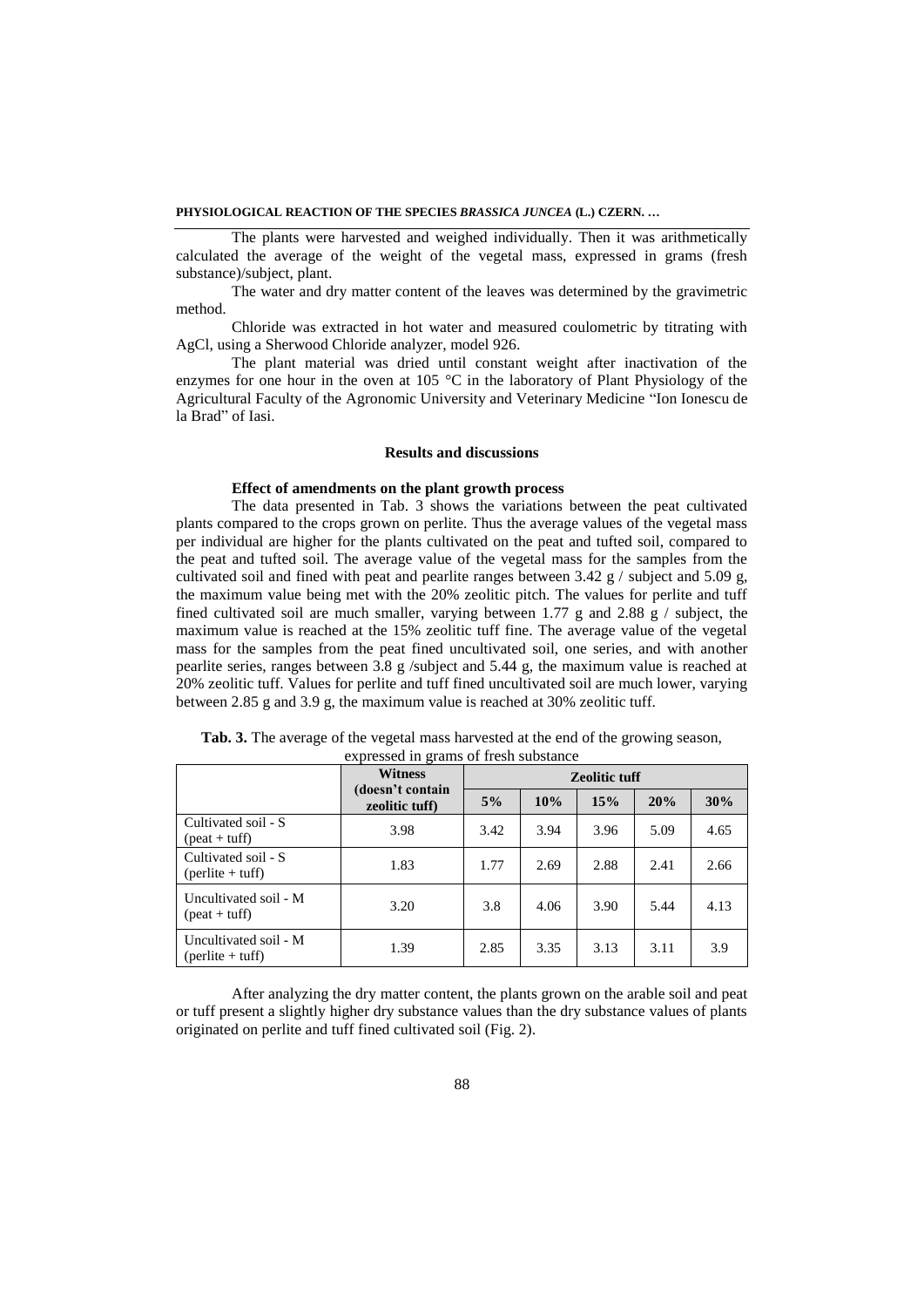The plants were harvested and weighed individually. Then it was arithmetically calculated the average of the weight of the vegetal mass, expressed in grams (fresh substance)/subject, plant.

The water and dry matter content of the leaves was determined by the gravimetric method.

Chloride was extracted in hot water and measured coulometric by titrating with AgCl, using a Sherwood Chloride analyzer, model 926.

The plant material was dried until constant weight after inactivation of the enzymes for one hour in the oven at 105 °C in the laboratory of Plant Physiology of the Agricultural Faculty of the Agronomic University and Veterinary Medicine "Ion Ionescu de la Brad" of Iasi.

## Results and discussions

### Effect of amendments on the plant growth process

The data presented in Tab. 3 shows the variations between the peat cultivated plants compared to the crops grown on perlite. Thus the average values of the vegetal mass per individual are higher for the plants cultivated on the peat and tufted soil, compared to the peat and tufted soil. The average value of the vegetal mass for the samples from the cultivated soil and fined with peat and pearlite ranges between 3.42 g / subject and 5.09 g, the maximum value being met with the 20% zeolitic pitch. The values for perlite and tuff fined cultivated soil are much smaller, varying between 1.77 g and 2.88 g / subject, the maximum value is reached at the 15% zeolitic tuff fine. The average value of the vegetal mass for the samples from the peat fined uncultivated soil, one series, and with another pearlite series, ranges between 3.8 g /subject and 5.44 g, the maximum value is reached at 20% zeolitic tuff. Values for perlite and tuff fined uncultivated soil are much lower, varying between 2.85 g and 3.9 g, the maximum value is reached at 30% zeolitic tuff.

**Tab. 3.** The average of the vegetal mass harvested at the end of the growing season, expressed in grams of fresh substance

| | Witness (doesn't contain zeolitic tuff) | Zeolitic tuff | | | | |
|---|---|---|---|---|---|---|
| | | 5% | 10% | 15% | 20% | 30% |
| Cultivated soil - S (peat + tuff) | 3.98 | 3.42 | 3.94 | 3.96 | 5.09 | 4.65 |
| Cultivated soil - S (perlite + tuff) | 1.83 | 1.77 | 2.69 | 2.88 | 2.41 | 2.66 |
| Uncultivated soil - M (peat + tuff) | 3.20 | 3.8 | 4.06 | 3.90 | 5.44 | 4.13 |
| Uncultivated soil - M (perlite + tuff) | 1.39 | 2.85 | 3.35 | 3.13 | 3.11 | 3.9 |

After analyzing the dry matter content, the plants grown on the arable soil and peat or tuff present a slightly higher dry substance values than the dry substance values of plants originated on perlite and tuff fined cultivated soil (Fig. 2).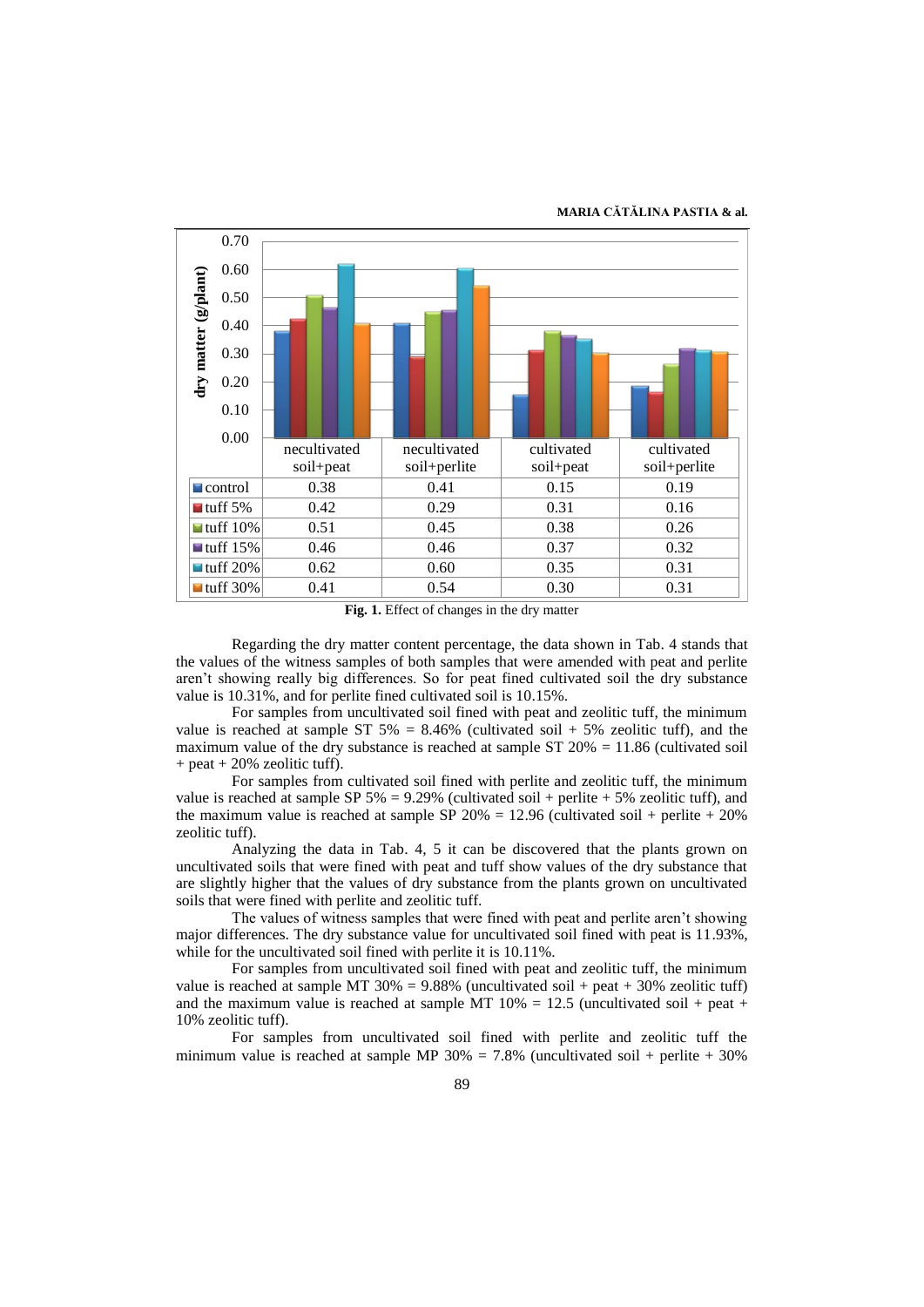| | necultivated soil+peat | necultivated soil+perlite | cultivated soil+peat | cultivated soil+perlite |
|---|---|---|---|---|
| control | 0.38 | 0.41 | 0.15 | 0.19 |
| tuff 5% | 0.42 | 0.29 | 0.31 | 0.16 |
| tuff 10% | 0.51 | 0.45 | 0.38 | 0.26 |
| tuff 15% | 0.46 | 0.46 | 0.37 | 0.32 |
| tuff 20% | 0.62 | 0.60 | 0.35 | 0.31 |
| tuff 30% | 0.41 | 0.54 | 0.30 | 0.31 |

**Fig. 1.** Effect of changes in the dry matter

Regarding the dry matter content percentage, the data shown in Tab. 4 stands that the values of the witness samples of both samples that were amended with peat and perlite aren't showing really big differences. So for peat fined cultivated soil the dry substance value is 10.31%, and for perlite fined cultivated soil is 10.15%.

For samples from uncultivated soil fined with peat and zeolitic tuff, the minimum value is reached at sample ST 5% = 8.46% (cultivated soil + 5% zeolitic tuff), and the maximum value of the dry substance is reached at sample ST 20% = 11.86 (cultivated soil + peat + 20% zeolitic tuff).

For samples from cultivated soil fined with perlite and zeolitic tuff, the minimum value is reached at sample SP 5% = 9.29% (cultivated soil + perlite + 5% zeolitic tuff), and the maximum value is reached at sample SP 20% = 12.96 (cultivated soil + perlite + 20% zeolitic tuff).

Analyzing the data in Tab. 4, 5 it can be discovered that the plants grown on uncultivated soils that were fined with peat and tuff show values of the dry substance that are slightly higher that the values of dry substance from the plants grown on uncultivated soils that were fined with perlite and zeolitic tuff.

The values of witness samples that were fined with peat and perlite aren't showing major differences. The dry substance value for uncultivated soil fined with peat is 11.93%, while for the uncultivated soil fined with perlite it is 10.11%.

For samples from uncultivated soil fined with peat and zeolitic tuff, the minimum value is reached at sample MT 30% = 9.88% (uncultivated soil + peat + 30% zeolitic tuff) and the maximum value is reached at sample MT 10% = 12.5 (uncultivated soil + peat + 10% zeolitic tuff).

For samples from uncultivated soil fined with perlite and zeolitic tuff the minimum value is reached at sample MP 30% = 7.8% (uncultivated soil + perlite + 30%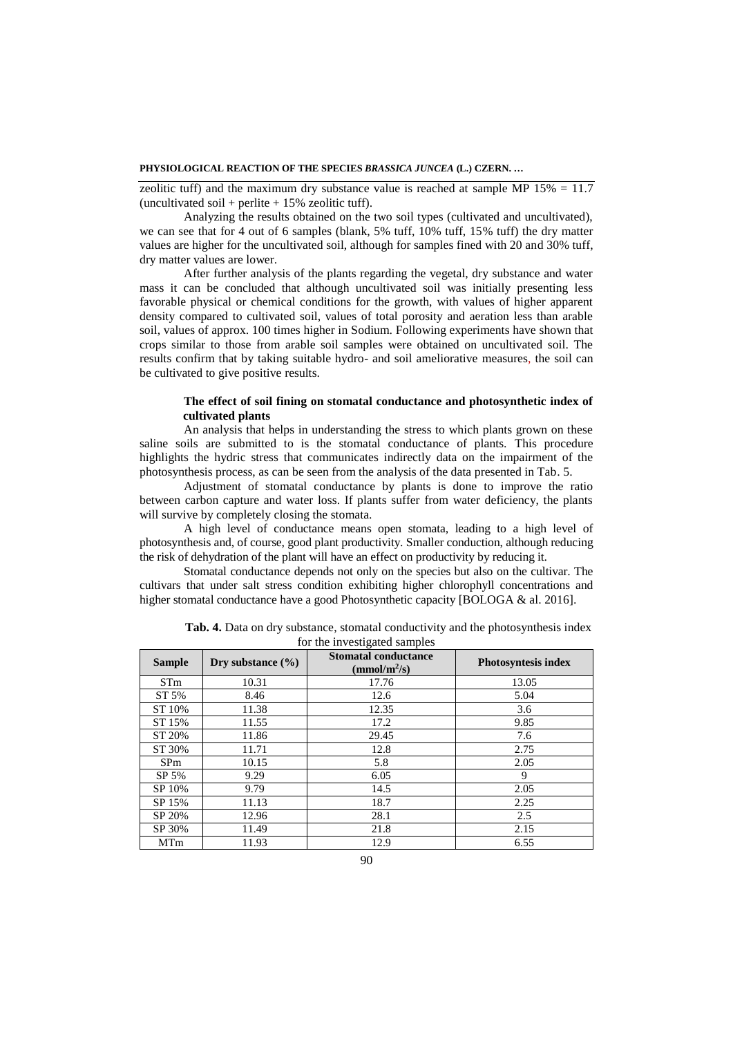zeolitic tuff) and the maximum dry substance value is reached at sample MP 15% = 11.7 (uncultivated soil + perlite + 15% zeolitic tuff).

Analyzing the results obtained on the two soil types (cultivated and uncultivated), we can see that for 4 out of 6 samples (blank, 5% tuff, 10% tuff, 15% tuff) the dry matter values are higher for the uncultivated soil, although for samples fined with 20 and 30% tuff, dry matter values are lower.

After further analysis of the plants regarding the vegetal, dry substance and water mass it can be concluded that although uncultivated soil was initially presenting less favorable physical or chemical conditions for the growth, with values of higher apparent density compared to cultivated soil, values of total porosity and aeration less than arable soil, values of approx. 100 times higher in Sodium. Following experiments have shown that crops similar to those from arable soil samples were obtained on uncultivated soil. The results confirm that by taking suitable hydro- and soil ameliorative measures, the soil can be cultivated to give positive results.

### The effect of soil fining on stomatal conductance and photosynthetic index of cultivated plants

An analysis that helps in understanding the stress to which plants grown on these saline soils are submitted to is the stomatal conductance of plants. This procedure highlights the hydric stress that communicates indirectly data on the impairment of the photosynthesis process, as can be seen from the analysis of the data presented in Tab. 5.

Adjustment of stomatal conductance by plants is done to improve the ratio between carbon capture and water loss. If plants suffer from water deficiency, the plants will survive by completely closing the stomata.

A high level of conductance means open stomata, leading to a high level of photosynthesis and, of course, good plant productivity. Smaller conduction, although reducing the risk of dehydration of the plant will have an effect on productivity by reducing it.

Stomatal conductance depends not only on the species but also on the cultivar. The cultivars that under salt stress condition exhibiting higher chlorophyll concentrations and higher stomatal conductance have a good Photosynthetic capacity [BOLOGA & al. 2016].

**Tab. 4.** Data on dry substance, stomatal conductivity and the photosynthesis index for the investigated samples

| Sample | Dry substance (%) | Stomatal conductance (mmol/m$^2$/s) | Photosyntesis index |
|---|---|---|---|
| STm | 10.31 | 17.76 | 13.05 |
| ST 5% | 8.46 | 12.6 | 5.04 |
| ST 10% | 11.38 | 12.35 | 3.6 |
| ST 15% | 11.55 | 17.2 | 9.85 |
| ST 20% | 11.86 | 29.45 | 7.6 |
| ST 30% | 11.71 | 12.8 | 2.75 |
| SPm | 10.15 | 5.8 | 2.05 |
| SP 5% | 9.29 | 6.05 | 9 |
| SP 10% | 9.79 | 14.5 | 2.05 |
| SP 15% | 11.13 | 18.7 | 2.25 |
| SP 20% | 12.96 | 28.1 | 2.5 |
| SP 30% | 11.49 | 21.8 | 2.15 |
| MTm | 11.93 | 12.9 | 6.55 |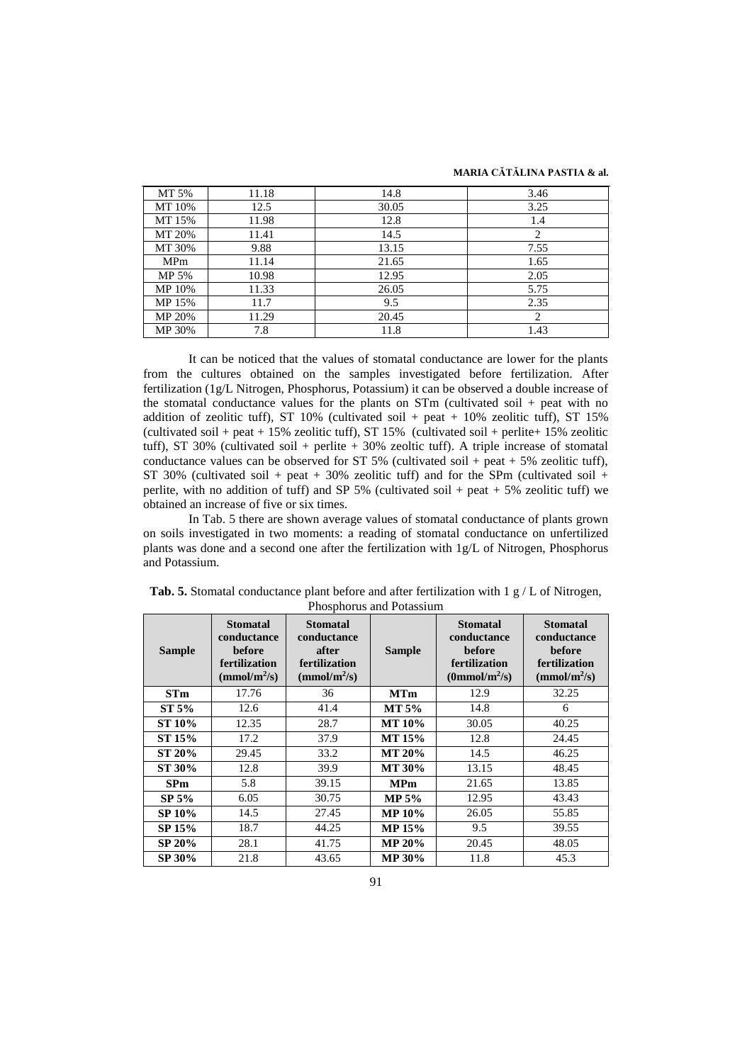| MT 5% | 11.18 | 14.8 | 3.46 |
|---|---|---|---|
| MT 10% | 12.5 | 30.05 | 3.25 |
| MT 15% | 11.98 | 12.8 | 1.4 |
| MT 20% | 11.41 | 14.5 | 2 |
| MT 30% | 9.88 | 13.15 | 7.55 |
| MPm | 11.14 | 21.65 | 1.65 |
| MP 5% | 10.98 | 12.95 | 2.05 |
| MP 10% | 11.33 | 26.05 | 5.75 |
| MP 15% | 11.7 | 9.5 | 2.35 |
| MP 20% | 11.29 | 20.45 | 2 |
| MP 30% | 7.8 | 11.8 | 1.43 |

It can be noticed that the values of stomatal conductance are lower for the plants from the cultures obtained on the samples investigated before fertilization. After fertilization (1g/L Nitrogen, Phosphorus, Potassium) it can be observed a double increase of the stomatal conductance values for the plants on STm (cultivated soil + peat with no addition of zeolitic tuff), ST 10% (cultivated soil + peat + 10% zeolitic tuff), ST 15% (cultivated soil + peat + 15% zeolitic tuff), ST 15% (cultivated soil + perlite+ 15% zeolitic tuff), ST 30% (cultivated soil + perlite + 30% zeoltic tuff). A triple increase of stomatal conductance values can be observed for ST 5% (cultivated soil + peat + 5% zeolitic tuff), ST 30% (cultivated soil + peat + 30% zeolitic tuff) and for the SPm (cultivated soil + perlite, with no addition of tuff) and SP 5% (cultivated soil + peat + 5% zeolitic tuff) we obtained an increase of five or six times.

In Tab. 5 there are shown average values of stomatal conductance of plants grown on soils investigated in two moments: a reading of stomatal conductance on unfertilized plants was done and a second one after the fertilization with 1g/L of Nitrogen, Phosphorus and Potassium.

**Tab. 5.** Stomatal conductance plant before and after fertilization with 1 g / L of Nitrogen, Phosphorus and Potassium

| Sample | Stomatal conductance before fertilization (mmol/m$^2$/s) | Stomatal conductance after fertilization (mmol/m$^2$/s) | Sample | Stomatal conductance before fertilization (0mmol/m$^2$/s) | Stomatal conductance before fertilization (mmol/m$^2$/s) |
|---|---|---|---|---|---|
| **STm** | 17.76 | 36 | **MTm** | 12.9 | 32.25 |
| **ST 5%** | 12.6 | 41.4 | **MT 5%** | 14.8 | 6 |
| **ST 10%** | 12.35 | 28.7 | **MT 10%** | 30.05 | 40.25 |
| **ST 15%** | 17.2 | 37.9 | **MT 15%** | 12.8 | 24.45 |
| **ST 20%** | 29.45 | 33.2 | **MT 20%** | 14.5 | 46.25 |
| **ST 30%** | 12.8 | 39.9 | **MT 30%** | 13.15 | 48.45 |
| **SPm** | 5.8 | 39.15 | **MPm** | 21.65 | 13.85 |
| **SP 5%** | 6.05 | 30.75 | **MP 5%** | 12.95 | 43.43 |
| **SP 10%** | 14.5 | 27.45 | **MP 10%** | 26.05 | 55.85 |
| **SP 15%** | 18.7 | 44.25 | **MP 15%** | 9.5 | 39.55 |
| **SP 20%** | 28.1 | 41.75 | **MP 20%** | 20.45 | 48.05 |
| **SP 30%** | 21.8 | 43.65 | **MP 30%** | 11.8 | 45.3 |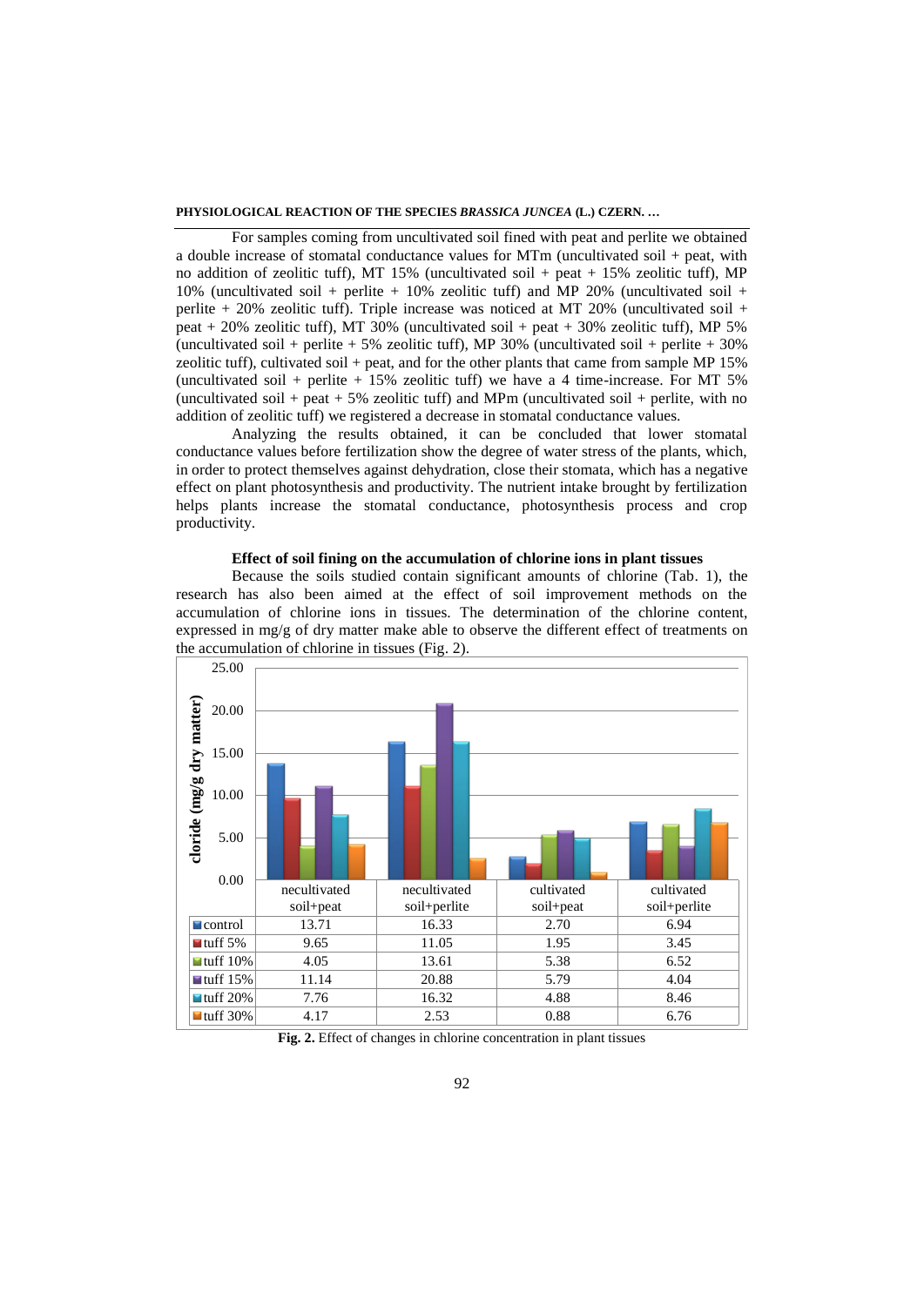For samples coming from uncultivated soil fined with peat and perlite we obtained a double increase of stomatal conductance values for MTm (uncultivated soil + peat, with no addition of zeolitic tuff), MT 15% (uncultivated soil + peat + 15% zeolitic tuff), MP 10% (uncultivated soil + perlite + 10% zeolitic tuff) and MP 20% (uncultivated soil + perlite + 20% zeolitic tuff). Triple increase was noticed at MT 20% (uncultivated soil + peat + 20% zeolitic tuff), MT 30% (uncultivated soil + peat + 30% zeolitic tuff), MP 5% (uncultivated soil + perlite + 5% zeolitic tuff), MP 30% (uncultivated soil + perlite + 30% zeolitic tuff), cultivated soil + peat, and for the other plants that came from sample MP 15% (uncultivated soil + perlite + 15% zeolitic tuff) we have a 4 time-increase. For MT 5% (uncultivated soil + peat + 5% zeolitic tuff) and MPm (uncultivated soil + perlite, with no addition of zeolitic tuff) we registered a decrease in stomatal conductance values.

Analyzing the results obtained, it can be concluded that lower stomatal conductance values before fertilization show the degree of water stress of the plants, which, in order to protect themselves against dehydration, close their stomata, which has a negative effect on plant photosynthesis and productivity. The nutrient intake brought by fertilization helps plants increase the stomatal conductance, photosynthesis process and crop productivity.

### Effect of soil fining on the accumulation of chlorine ions in plant tissues

Because the soils studied contain significant amounts of chlorine (Tab. 1), the research has also been aimed at the effect of soil improvement methods on the accumulation of chlorine ions in tissues. The determination of the chlorine content, expressed in mg/g of dry matter make able to observe the different effect of treatments on the accumulation of chlorine in tissues (Fig. 2).

cloride (mg/g dry matter)

| | necultivated soil+peat | necultivated soil+perlite | cultivated soil+peat | cultivated soil+perlite |
|---|---|---|---|---|
| control | 13.71 | 16.33 | 2.70 | 6.94 |
| tuff 5% | 9.65 | 11.05 | 1.95 | 3.45 |
| tuff 10% | 4.05 | 13.61 | 5.38 | 6.52 |
| tuff 15% | 11.14 | 20.88 | 5.79 | 4.04 |
| tuff 20% | 7.76 | 16.32 | 4.88 | 8.46 |
| tuff 30% | 4.17 | 2.53 | 0.88 | 6.76 |

**Fig. 2.** Effect of changes in chlorine concentration in plant tissues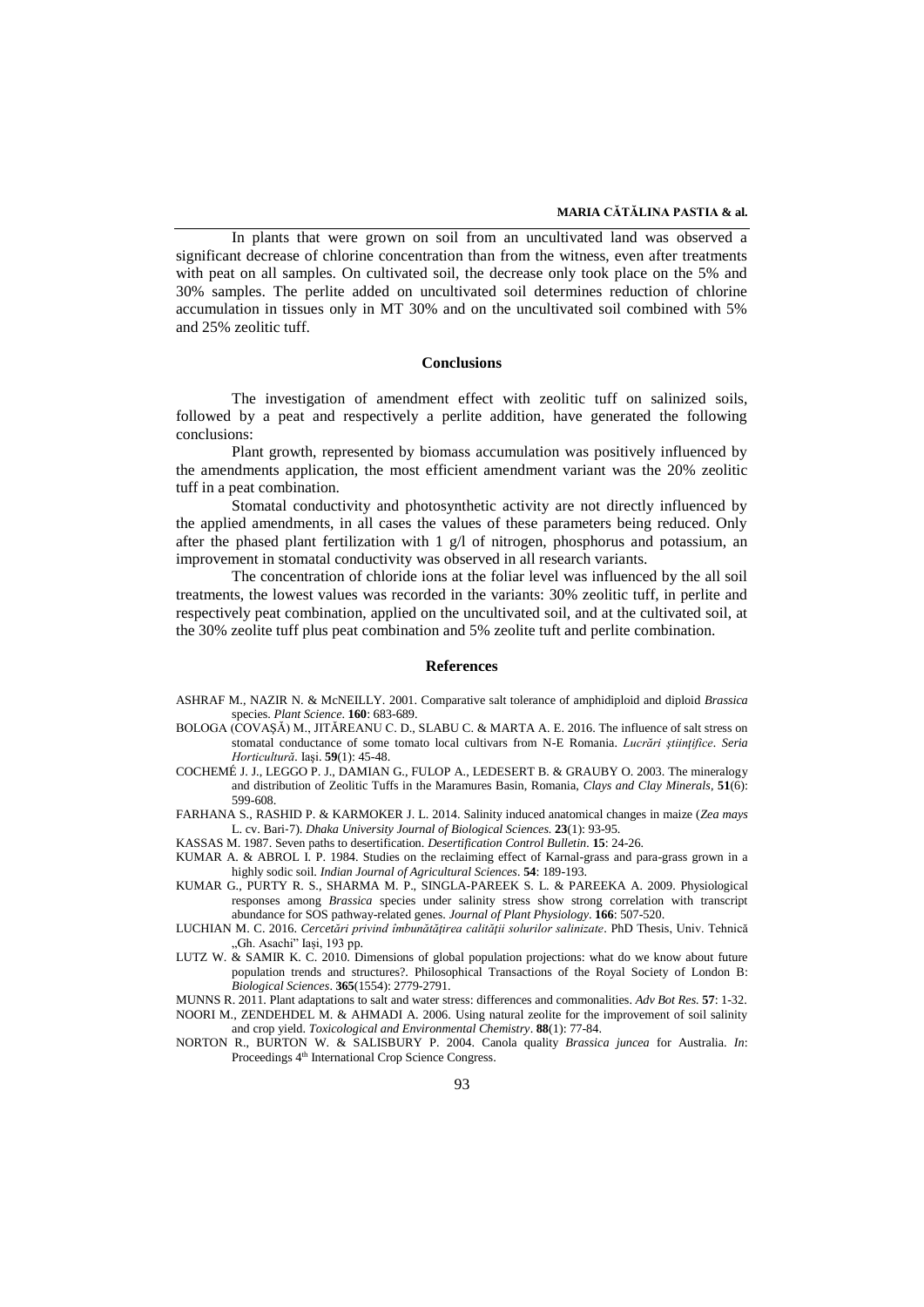In plants that were grown on soil from an uncultivated land was observed a significant decrease of chlorine concentration than from the witness, even after treatments with peat on all samples. On cultivated soil, the decrease only took place on the 5% and 30% samples. The perlite added on uncultivated soil determines reduction of chlorine accumulation in tissues only in MT 30% and on the uncultivated soil combined with 5% and 25% zeolitic tuff.

## Conclusions

The investigation of amendment effect with zeolitic tuff on salinized soils, followed by a peat and respectively a perlite addition, have generated the following conclusions:

Plant growth, represented by biomass accumulation was positively influenced by the amendments application, the most efficient amendment variant was the 20% zeolitic tuff in a peat combination.

Stomatal conductivity and photosynthetic activity are not directly influenced by the applied amendments, in all cases the values of these parameters being reduced. Only after the phased plant fertilization with 1 g/l of nitrogen, phosphorus and potassium, an improvement in stomatal conductivity was observed in all research variants.

The concentration of chloride ions at the foliar level was influenced by the all soil treatments, the lowest values was recorded in the variants: 30% zeolitic tuff, in perlite and respectively peat combination, applied on the uncultivated soil, and at the cultivated soil, at the 30% zeolite tuff plus peat combination and 5% zeolite tuft and perlite combination.

## References

ASHRAF M., NAZIR N. & McNEILLY. 2001. Comparative salt tolerance of amphidiploid and diploid *Brassica* species. *Plant Science*. **160**: 683-689.

BOLOGA (COVAȘĂ) M., JITĂREANU C. D., SLABU C. & MARTA A. E. 2016. The influence of salt stress on stomatal conductance of some tomato local cultivars from N-E Romania. *Lucrări științifice*. *Seria Horticultură*. Iaşi. **59**(1): 45-48.

COCHEMÉ J. J., LEGGO P. J., DAMIAN G., FULOP A., LEDESERT B. & GRAUBY O. 2003. The mineralogy and distribution of Zeolitic Tuffs in the Maramures Basin, Romania, *Clays and Clay Minerals*, **51**(6): 599-608.

FARHANA S., RASHID P. & KARMOKER J. L. 2014. Salinity induced anatomical changes in maize (*Zea mays* L. cv. Bari-7). *Dhaka University Journal of Biological Sciences.* **23**(1): 93-95.

KASSAS M. 1987. Seven paths to desertification. *Desertification Control Bulletin*. **15**: 24-26.

KUMAR A. & ABROL I. P. 1984. Studies on the reclaiming effect of Karnal-grass and para-grass grown in a highly sodic soil. *Indian Journal of Agricultural Sciences*. **54**: 189-193.

KUMAR G., PURTY R. S., SHARMA M. P., SINGLA-PAREEK S. L. & PAREEKA A. 2009. Physiological responses among *Brassica* species under salinity stress show strong correlation with transcript abundance for SOS pathway-related genes. *Journal of Plant Physiology*. **166**: 507-520.

LUCHIAN M. C. 2016. *Cercetări privind îmbunătățirea calității solurilor salinizate*. PhD Thesis, Univ. Tehnică „Gh. Asachi" Iași, 193 pp.

LUTZ W. & SAMIR K. C. 2010. Dimensions of global population projections: what do we know about future population trends and structures?. Philosophical Transactions of the Royal Society of London B: *Biological Sciences*. **365**(1554): 2779-2791.

MUNNS R. 2011. Plant adaptations to salt and water stress: differences and commonalities. *Adv Bot Res.* **57**: 1-32.

NOORI M., ZENDEHDEL M. & AHMADI A. 2006. Using natural zeolite for the improvement of soil salinity and crop yield. *Toxicological and Environmental Chemistry*. **88**(1): 77-84.

NORTON R., BURTON W. & SALISBURY P. 2004. Canola quality *Brassica juncea* for Australia. *In*: Proceedings 4th International Crop Science Congress.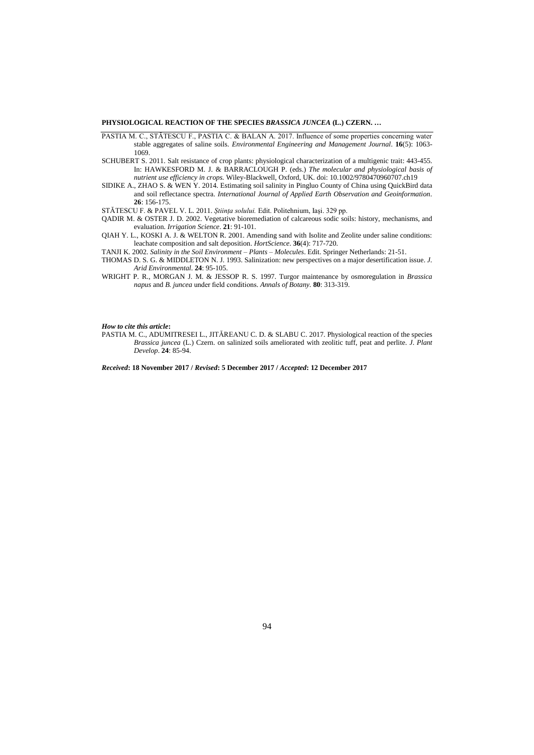PASTIA M. C., STĂTESCU F., PASTIA C. & BALAN A. 2017. Influence of some properties concerning water stable aggregates of saline soils. *Environmental Engineering and Management Journal*. **16**(5): 1063-1069.

SCHUBERT S. 2011. Salt resistance of crop plants: physiological characterization of a multigenic trait: 443-455. In: HAWKESFORD M. J. & BARRACLOUGH P. (eds.) *The molecular and physiological basis of nutrient use efficiency in crops.* Wiley-Blackwell, Oxford, UK. doi: 10.1002/9780470960707.ch19

SIDIKE A., ZHAO S. & WEN Y. 2014. Estimating soil salinity in Pingluo County of China using QuickBird data and soil reflectance spectra. *International Journal of Applied Earth Observation and Geoinformation*. **26**: 156-175.

STĂTESCU F. & PAVEL V. L. 2011. *Știința solului.* Edit. Politehnium, Iași. 329 pp.

QADIR M. & OSTER J. D. 2002. Vegetative bioremediation of calcareous sodic soils: history, mechanisms, and evaluation. *Irrigation Science*. **21**: 91-101.

QIAH Y. L., KOSKI A. J. & WELTON R. 2001. Amending sand with Isolite and Zeolite under saline conditions: leachate composition and salt deposition. *HortScience*. **36**(4): 717-720.

TANJI K. 2002. *Salinity in the Soil Environment – Plants – Molecules*. Edit. Springer Netherlands: 21-51.

THOMAS D. S. G. & MIDDLETON N. J. 1993. Salinization: new perspectives on a major desertification issue. *J. Arid Environmental*. **24**: 95-105.

WRIGHT P. R., MORGAN J. M. & JESSOP R. S. 1997. Turgor maintenance by osmoregulation in *Brassica napus* and *B. juncea* under field conditions. *Annals of Botany*. **80**: 313-319.

***How to cite this article*:**

PASTIA M. C., ADUMITRESEI L., JITĂREANU C. D. & SLABU C. 2017. Physiological reaction of the species *Brassica juncea* (L.) Czern. on salinized soils ameliorated with zeolitic tuff, peat and perlite. *J. Plant Develop*. **24**: 85-94.

***Received*: 18 November 2017 / *Revised*: 5 December 2017 / *Accepted*: 12 December 2017**